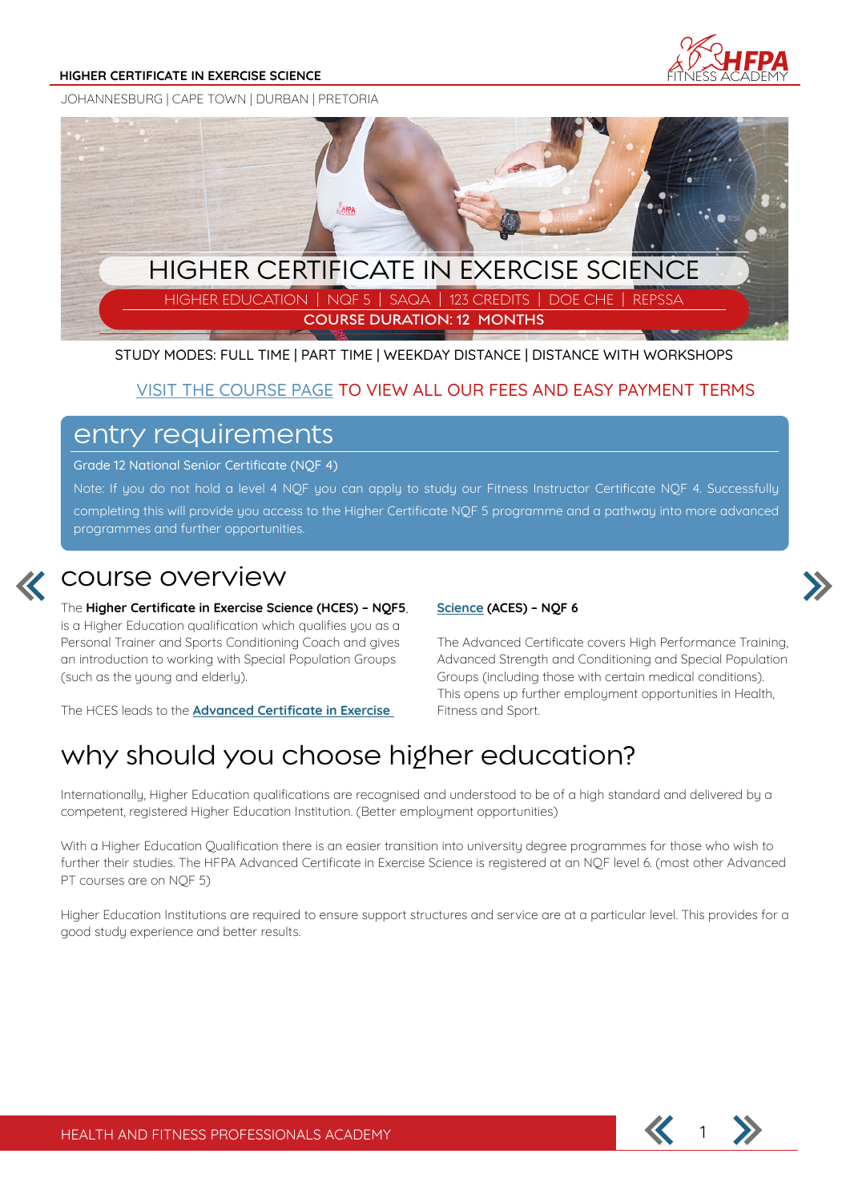JOHANNESBURG | CAPE TOWN | DURBAN | PRETORIA

# HIGHER CERTIFICATE IN EXERCISE SCIENCE

HIGHER EDUCATION | NQF 5 | SAQA | 123 CREDITS | DOE CHE | REPSSA

**COURSE DURATION: 12 MONTHS**

STUDY MODES: FULL TIME | PART TIME | WEEKDAY DISTANCE | DISTANCE WITH WORKSHOPS

VISIT THE COURSE PAGE TO VIEW ALL OUR FEES AND EASY PAYMENT TERMS

## entry requirements

Grade 12 National Senior Certificate (NQF 4)

Note: If you do not hold a level 4 NQF you can apply to study our Fitness Instructor Certificate NQF 4. Successfully completing this will provide you access to the Higher Certificate NQF 5 programme and a pathway into more advanced programmes and further opportunities.

## course overview

The **Higher Certificate in Exercise Science (HCES) – NQF5**, is a Higher Education qualification which qualifies you as a Personal Trainer and Sports Conditioning Coach and gives an introduction to working with Special Population Groups (such as the young and elderly).

The HCES leads to the **Advanced Certificate in Exercise Science (ACES) – NQF 6**

The Advanced Certificate covers High Performance Training, Advanced Strength and Conditioning and Special Population Groups (including those with certain medical conditions). This opens up further employment opportunities in Health, Fitness and Sport.

## why should you choose higher education?

Internationally, Higher Education qualifications are recognised and understood to be of a high standard and delivered by a competent, registered Higher Education Institution. (Better employment opportunities)

With a Higher Education Qualification there is an easier transition into university degree programmes for those who wish to further their studies. The HFPA Advanced Certificate in Exercise Science is registered at an NQF level 6. (most other Advanced PT courses are on NQF 5)

Higher Education Institutions are required to ensure support structures and service are at a particular level. This provides for a good study experience and better results.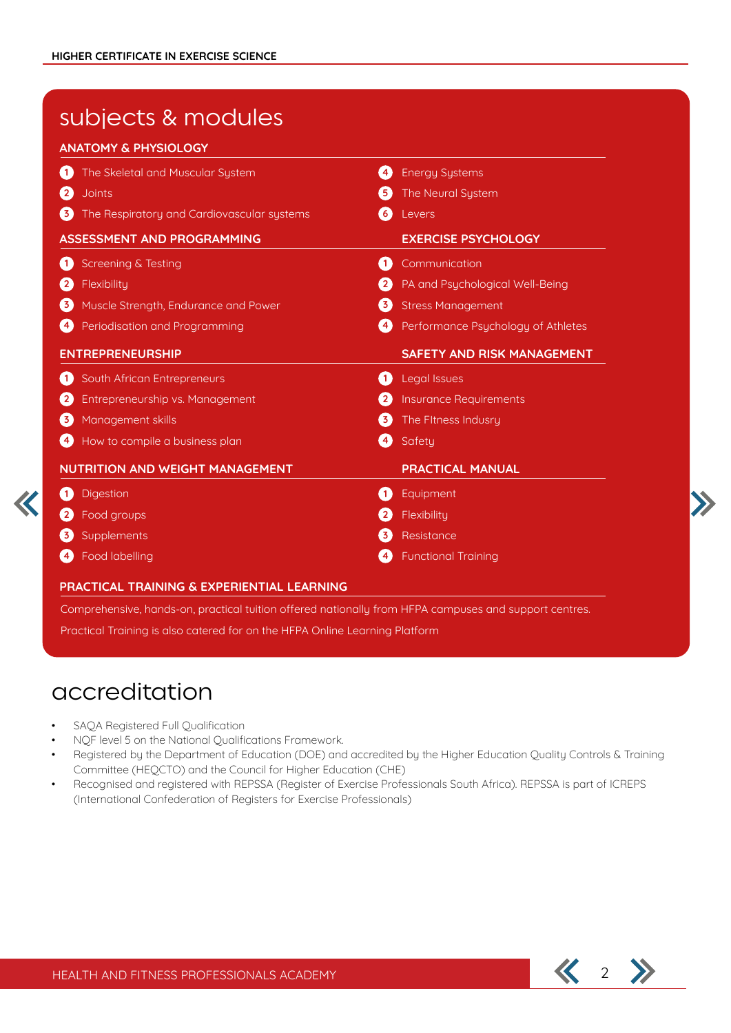## subjects & modules

### ANATOMY & PHYSIOLOGY

1. The Skeletal and Muscular System
2. Joints
3. The Respiratory and Cardiovascular systems
4. Energy Systems
5. The Neural System
6. Levers

### ASSESSMENT AND PROGRAMMING

1. Screening & Testing
2. Flexibility
3. Muscle Strength, Endurance and Power
4. Periodisation and Programming

### EXERCISE PSYCHOLOGY

1. Communication
2. PA and Psychological Well-Being
3. Stress Management
4. Performance Psychology of Athletes

### ENTREPRENEURSHIP

1. South African Entrepreneurs
2. Entrepreneurship vs. Management
3. Management skills
4. How to compile a business plan

### SAFETY AND RISK MANAGEMENT

1. Legal Issues
2. Insurance Requirements
3. The FItness Indusry
4. Safety

### NUTRITION AND WEIGHT MANAGEMENT

1. Digestion
2. Food groups
3. Supplements
4. Food labelling

### PRACTICAL MANUAL

1. Equipment
2. Flexibility
3. Resistance
4. Functional Training

### PRACTICAL TRAINING & EXPERIENTIAL LEARNING

Comprehensive, hands-on, practical tuition offered nationally from HFPA campuses and support centres.

Practical Training is also catered for on the HFPA Online Learning Platform

## accreditation

- SAQA Registered Full Qualification
- NQF level 5 on the National Qualifications Framework.
- Registered by the Department of Education (DOE) and accredited by the Higher Education Quality Controls & Training Committee (HEQCTO) and the Council for Higher Education (CHE)
- Recognised and registered with REPSSA (Register of Exercise Professionals South Africa). REPSSA is part of ICREPS (International Confederation of Registers for Exercise Professionals)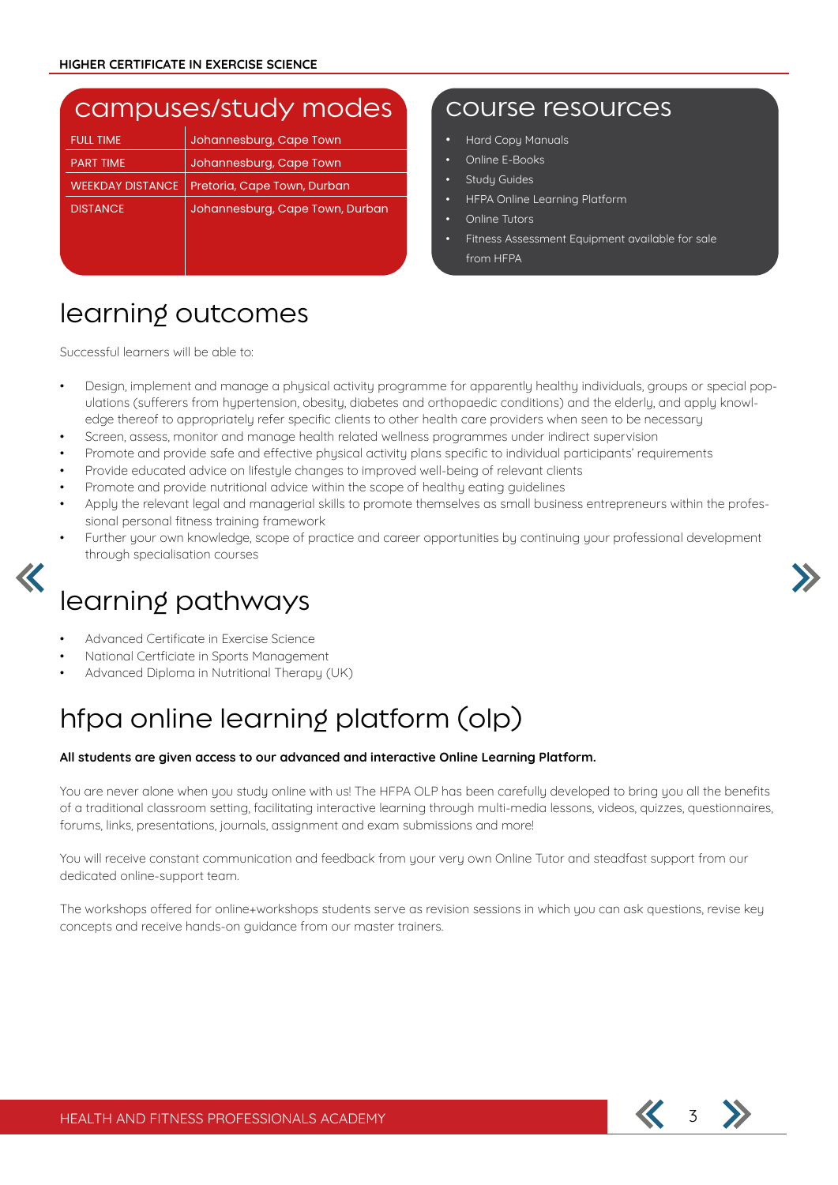## campuses/study modes

| | |
|---|---|
| FULL TIME | Johannesburg, Cape Town |
| PART TIME | Johannesburg, Cape Town |
| WEEKDAY DISTANCE | Pretoria, Cape Town, Durban |
| DISTANCE | Johannesburg, Cape Town, Durban |

## course resources

- Hard Copy Manuals
- Online E-Books
- Study Guides
- HFPA Online Learning Platform
- Online Tutors
- Fitness Assessment Equipment available for sale from HFPA

## learning outcomes

Successful learners will be able to:

- Design, implement and manage a physical activity programme for apparently healthy individuals, groups or special populations (sufferers from hypertension, obesity, diabetes and orthopaedic conditions) and the elderly, and apply knowledge thereof to appropriately refer specific clients to other health care providers when seen to be necessary
- Screen, assess, monitor and manage health related wellness programmes under indirect supervision
- Promote and provide safe and effective physical activity plans specific to individual participants' requirements
- Provide educated advice on lifestyle changes to improved well-being of relevant clients
- Promote and provide nutritional advice within the scope of healthy eating guidelines
- Apply the relevant legal and managerial skills to promote themselves as small business entrepreneurs within the professional personal fitness training framework
- Further your own knowledge, scope of practice and career opportunities by continuing your professional development through specialisation courses

## learning pathways

- Advanced Certificate in Exercise Science
- National Certficiate in Sports Management
- Advanced Diploma in Nutritional Therapy (UK)

## hfpa online learning platform (olp)

**All students are given access to our advanced and interactive Online Learning Platform.**

You are never alone when you study online with us! The HFPA OLP has been carefully developed to bring you all the benefits of a traditional classroom setting, facilitating interactive learning through multi-media lessons, videos, quizzes, questionnaires, forums, links, presentations, journals, assignment and exam submissions and more!

You will receive constant communication and feedback from your very own Online Tutor and steadfast support from our dedicated online-support team.

The workshops offered for online+workshops students serve as revision sessions in which you can ask questions, revise key concepts and receive hands-on guidance from our master trainers.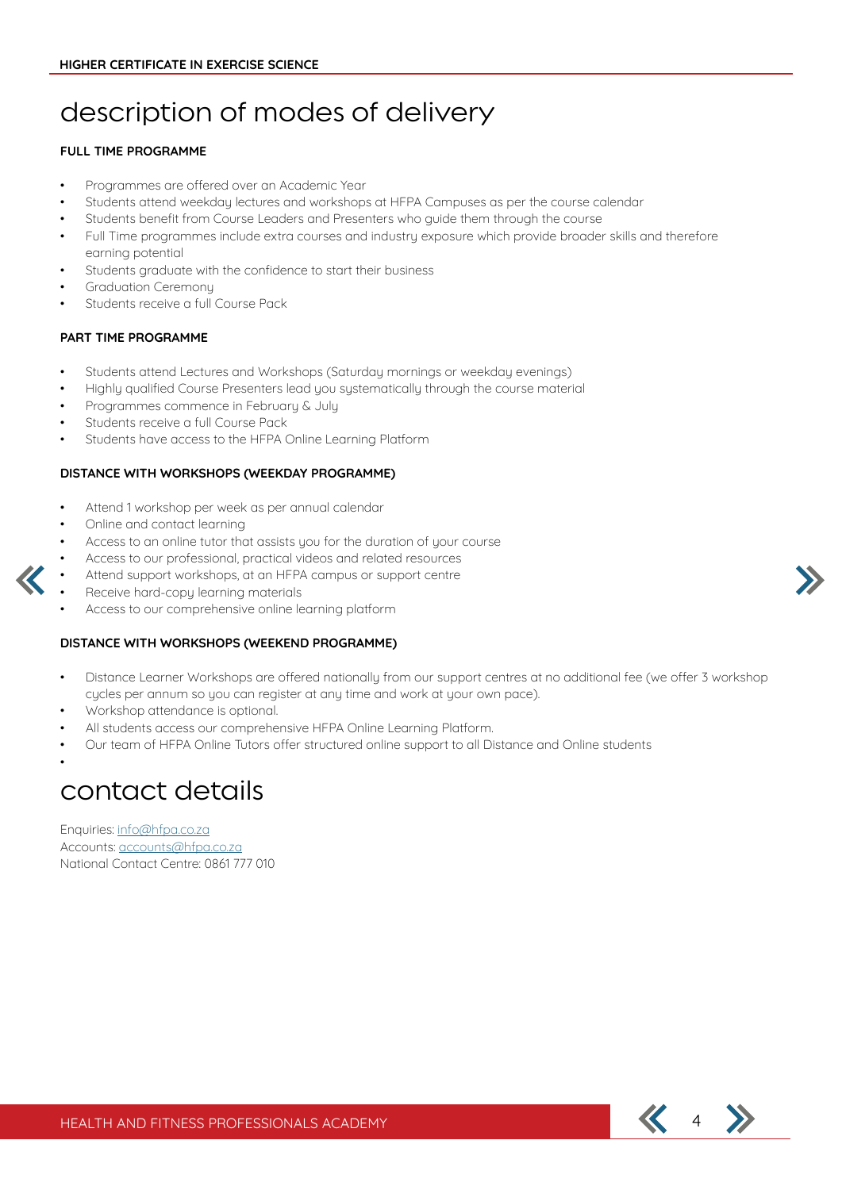# description of modes of delivery

**FULL TIME PROGRAMME**

- Programmes are offered over an Academic Year
- Students attend weekday lectures and workshops at HFPA Campuses as per the course calendar
- Students benefit from Course Leaders and Presenters who guide them through the course
- Full Time programmes include extra courses and industry exposure which provide broader skills and therefore earning potential
- Students graduate with the confidence to start their business
- Graduation Ceremony
- Students receive a full Course Pack

**PART TIME PROGRAMME**

- Students attend Lectures and Workshops (Saturday mornings or weekday evenings)
- Highly qualified Course Presenters lead you systematically through the course material
- Programmes commence in February & July
- Students receive a full Course Pack
- Students have access to the HFPA Online Learning Platform

**DISTANCE WITH WORKSHOPS (WEEKDAY PROGRAMME)**

- Attend 1 workshop per week as per annual calendar
- Online and contact learning
- Access to an online tutor that assists you for the duration of your course
- Access to our professional, practical videos and related resources
- Attend support workshops, at an HFPA campus or support centre
- Receive hard-copy learning materials
- Access to our comprehensive online learning platform

**DISTANCE WITH WORKSHOPS (WEEKEND PROGRAMME)**

- Distance Learner Workshops are offered nationally from our support centres at no additional fee (we offer 3 workshop cycles per annum so you can register at any time and work at your own pace).
- Workshop attendance is optional.
- All students access our comprehensive HFPA Online Learning Platform.
- Our team of HFPA Online Tutors offer structured online support to all Distance and Online students

# contact details

Enquiries: info@hfpa.co.za
Accounts: accounts@hfpa.co.za
National Contact Centre: 0861 777 010